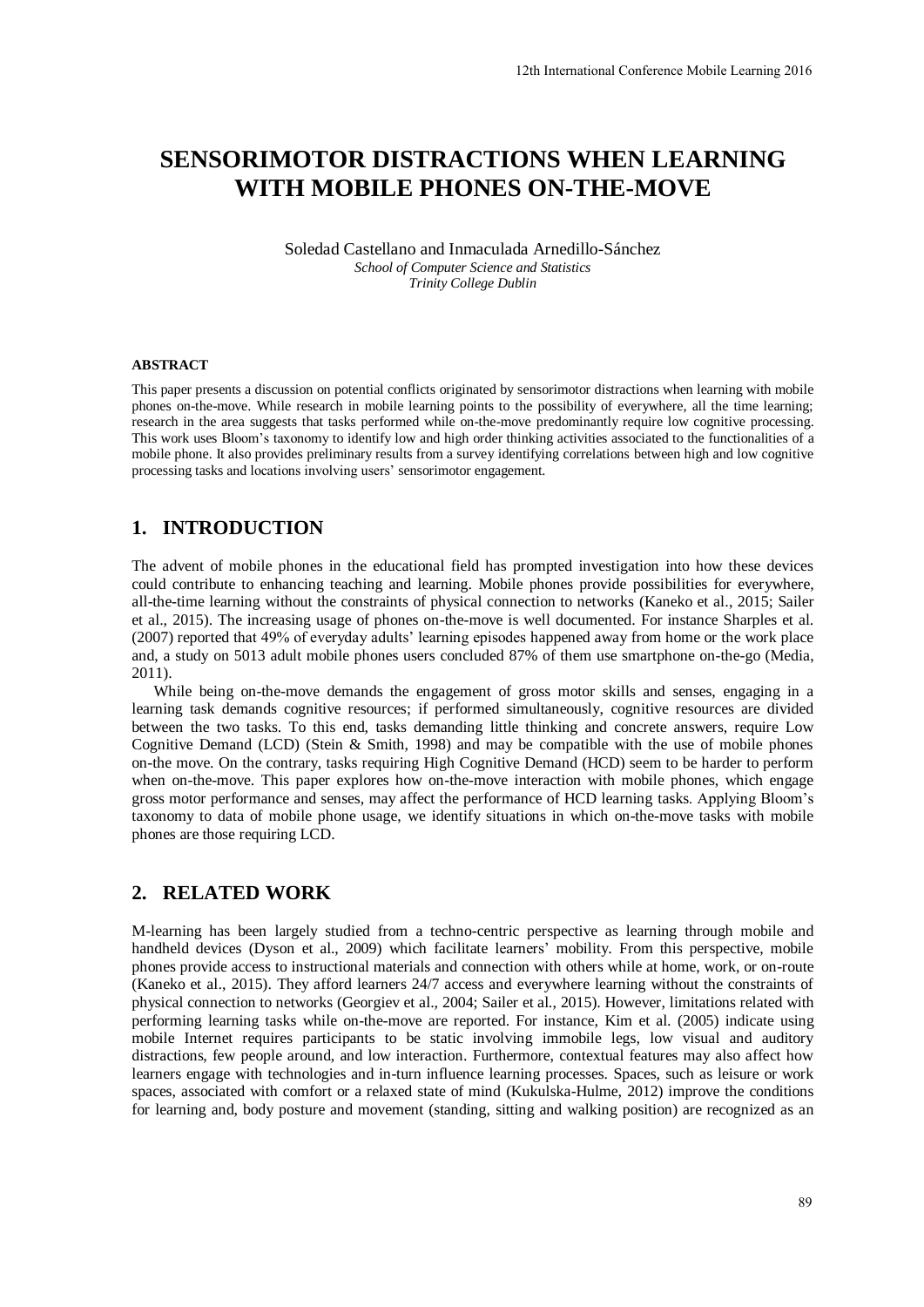# SENSORIMOTOR DISTRACTIONS WHEN LEARNING WITH MOBILE PHONES ON-THE-MOVE

Soledad Castellano and Inmaculada Arnedillo-Sánchez
*School of Computer Science and Statistics*
*Trinity College Dublin*

#### ABSTRACT

This paper presents a discussion on potential conflicts originated by sensorimotor distractions when learning with mobile phones on-the-move. While research in mobile learning points to the possibility of everywhere, all the time learning; research in the area suggests that tasks performed while on-the-move predominantly require low cognitive processing. This work uses Bloom's taxonomy to identify low and high order thinking activities associated to the functionalities of a mobile phone. It also provides preliminary results from a survey identifying correlations between high and low cognitive processing tasks and locations involving users' sensorimotor engagement.

## 1. INTRODUCTION

The advent of mobile phones in the educational field has prompted investigation into how these devices could contribute to enhancing teaching and learning. Mobile phones provide possibilities for everywhere, all-the-time learning without the constraints of physical connection to networks (Kaneko et al., 2015; Sailer et al., 2015). The increasing usage of phones on-the-move is well documented. For instance Sharples et al. (2007) reported that 49% of everyday adults' learning episodes happened away from home or the work place and, a study on 5013 adult mobile phones users concluded 87% of them use smartphone on-the-go (Media, 2011).

While being on-the-move demands the engagement of gross motor skills and senses, engaging in a learning task demands cognitive resources; if performed simultaneously, cognitive resources are divided between the two tasks. To this end, tasks demanding little thinking and concrete answers, require Low Cognitive Demand (LCD) (Stein & Smith, 1998) and may be compatible with the use of mobile phones on-the move. On the contrary, tasks requiring High Cognitive Demand (HCD) seem to be harder to perform when on-the-move. This paper explores how on-the-move interaction with mobile phones, which engage gross motor performance and senses, may affect the performance of HCD learning tasks. Applying Bloom's taxonomy to data of mobile phone usage, we identify situations in which on-the-move tasks with mobile phones are those requiring LCD.

## 2. RELATED WORK

M-learning has been largely studied from a techno-centric perspective as learning through mobile and handheld devices (Dyson et al., 2009) which facilitate learners' mobility. From this perspective, mobile phones provide access to instructional materials and connection with others while at home, work, or on-route (Kaneko et al., 2015). They afford learners 24/7 access and everywhere learning without the constraints of physical connection to networks (Georgiev et al., 2004; Sailer et al., 2015). However, limitations related with performing learning tasks while on-the-move are reported. For instance, Kim et al. (2005) indicate using mobile Internet requires participants to be static involving immobile legs, low visual and auditory distractions, few people around, and low interaction. Furthermore, contextual features may also affect how learners engage with technologies and in-turn influence learning processes. Spaces, such as leisure or work spaces, associated with comfort or a relaxed state of mind (Kukulska-Hulme, 2012) improve the conditions for learning and, body posture and movement (standing, sitting and walking position) are recognized as an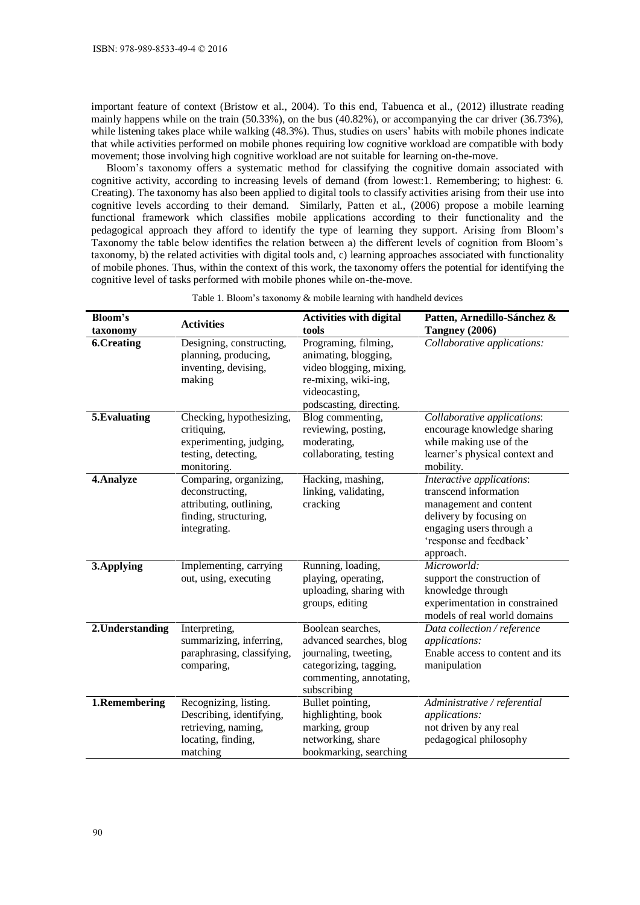important feature of context (Bristow et al., 2004). To this end, Tabuenca et al., (2012) illustrate reading mainly happens while on the train (50.33%), on the bus (40.82%), or accompanying the car driver (36.73%), while listening takes place while walking (48.3%). Thus, studies on users' habits with mobile phones indicate that while activities performed on mobile phones requiring low cognitive workload are compatible with body movement; those involving high cognitive workload are not suitable for learning on-the-move.

Bloom's taxonomy offers a systematic method for classifying the cognitive domain associated with cognitive activity, according to increasing levels of demand (from lowest:1. Remembering; to highest: 6. Creating). The taxonomy has also been applied to digital tools to classify activities arising from their use into cognitive levels according to their demand. Similarly, Patten et al., (2006) propose a mobile learning functional framework which classifies mobile applications according to their functionality and the pedagogical approach they afford to identify the type of learning they support. Arising from Bloom's Taxonomy the table below identifies the relation between a) the different levels of cognition from Bloom's taxonomy, b) the related activities with digital tools and, c) learning approaches associated with functionality of mobile phones. Thus, within the context of this work, the taxonomy offers the potential for identifying the cognitive level of tasks performed with mobile phones while on-the-move.

Table 1. Bloom's taxonomy & mobile learning with handheld devices

| Bloom's taxonomy | Activities | Activities with digital tools | Patten, Arnedillo-Sánchez & Tangney (2006) |
|---|---|---|---|
| **6.Creating** | Designing, constructing, planning, producing, inventing, devising, making | Programing, filming, animating, blogging, video blogging, mixing, re-mixing, wiki-ing, videocasting, podcasting, directing. | *Collaborative applications:* |
| **5.Evaluating** | Checking, hypothesizing, critiquing, experimenting, judging, testing, detecting, monitoring. | Blog commenting, reviewing, posting, moderating, collaborating, testing | *Collaborative applications*: encourage knowledge sharing while making use of the learner's physical context and mobility. |
| **4.Analyze** | Comparing, organizing, deconstructing, attributing, outlining, finding, structuring, integrating. | Hacking, mashing, linking, validating, cracking | *Interactive applications*: transcend information management and content delivery by focusing on engaging users through a 'response and feedback' approach. |
| **3.Applying** | Implementing, carrying out, using, executing | Running, loading, playing, operating, uploading, sharing with groups, editing | *Microworld:* support the construction of knowledge through experimentation in constrained models of real world domains |
| **2.Understanding** | Interpreting, summarizing, inferring, paraphrasing, classifying, comparing, | Boolean searches, advanced searches, blog journaling, tweeting, categorizing, tagging, commenting, annotating, subscribing | *Data collection / reference applications:* Enable access to content and its manipulation |
| **1.Remembering** | Recognizing, listing. Describing, identifying, retrieving, naming, locating, finding, matching | Bullet pointing, highlighting, book marking, group networking, share bookmarking, searching | *Administrative / referential applications:* not driven by any real pedagogical philosophy |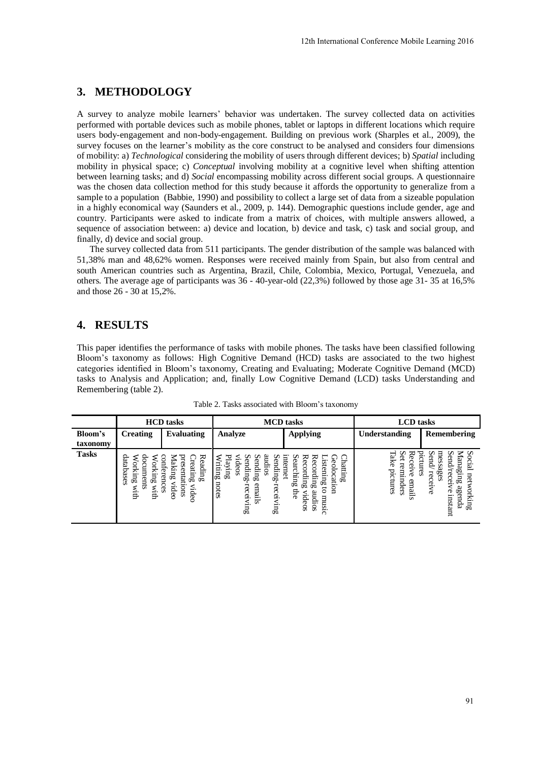## 3. METHODOLOGY

A survey to analyze mobile learners' behavior was undertaken. The survey collected data on activities performed with portable devices such as mobile phones, tablet or laptops in different locations which require users body-engagement and non-body-engagement. Building on previous work (Sharples et al., 2009), the survey focuses on the learner's mobility as the core construct to be analysed and considers four dimensions of mobility: a) *Technological* considering the mobility of users through different devices; b) *Spatial* including mobility in physical space; c) *Conceptual* involving mobility at a cognitive level when shifting attention between learning tasks; and d) *Social* encompassing mobility across different social groups. A questionnaire was the chosen data collection method for this study because it affords the opportunity to generalize from a sample to a population (Babbie, 1990) and possibility to collect a large set of data from a sizeable population in a highly economical way (Saunders et al., 2009, p. 144). Demographic questions include gender, age and country. Participants were asked to indicate from a matrix of choices, with multiple answers allowed, a sequence of association between: a) device and location, b) device and task, c) task and social group, and finally, d) device and social group.

The survey collected data from 511 participants. The gender distribution of the sample was balanced with 51,38% man and 48,62% women. Responses were received mainly from Spain, but also from central and south American countries such as Argentina, Brazil, Chile, Colombia, Mexico, Portugal, Venezuela, and others. The average age of participants was 36 - 40-year-old (22,3%) followed by those age 31- 35 at 16,5% and those 26 - 30 at 15,2%.

## 4. RESULTS

This paper identifies the performance of tasks with mobile phones. The tasks have been classified following Bloom's taxonomy as follows: High Cognitive Demand (HCD) tasks are associated to the two highest categories identified in Bloom's taxonomy, Creating and Evaluating; Moderate Cognitive Demand (MCD) tasks to Analysis and Application; and, finally Low Cognitive Demand (LCD) tasks Understanding and Remembering (table 2).

Table 2. Tasks associated with Bloom's taxonomy

| | **HCD tasks** | | **MCD tasks** | | **LCD tasks** | |
|---|---|---|---|---|---|---|
| **Bloom's taxonomy** | **Creating** | **Evaluating** | **Analyze** | **Applying** | **Understanding** | **Remembering** |
| **Tasks** | Working with databases<br>Working with documents<br>Making video conferences<br>Creating video presentations<br>Reading | | Writing notes<br>Playing<br>Sending-receiving videos<br>Sending emails<br>Sending-receiving audios<br>Searching the internet<br>Recording videos<br>Recording audios<br>Listening to music<br>Geolocation<br>Chatting | | Take pictures<br>Set reminders<br>Receive emails<br>Send/ receive pictures<br>Send/receive instant messages<br>Managing agenda<br>Social networking | |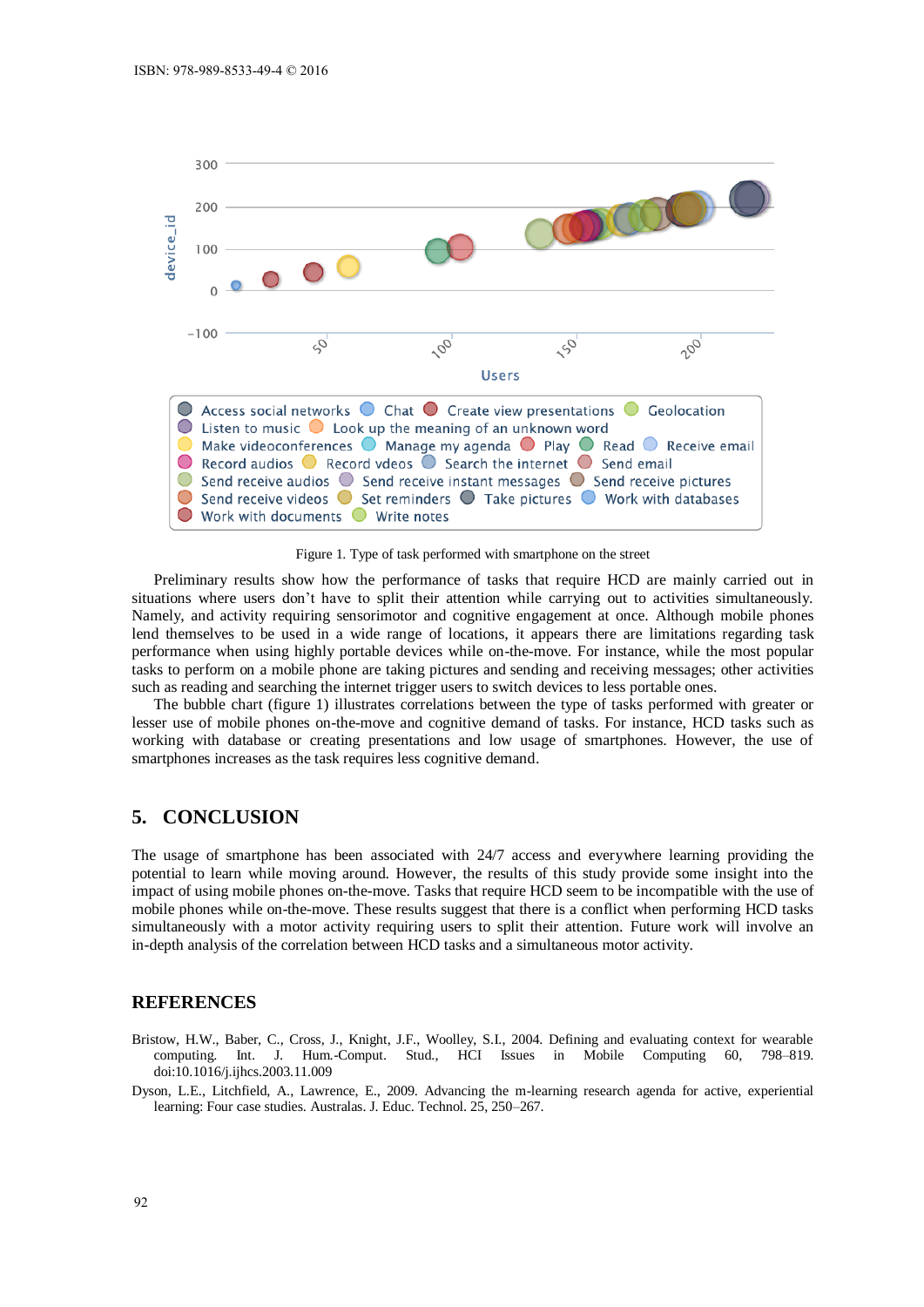Figure 1. Type of task performed with smartphone on the street

Preliminary results show how the performance of tasks that require HCD are mainly carried out in situations where users don't have to split their attention while carrying out to activities simultaneously. Namely, and activity requiring sensorimotor and cognitive engagement at once. Although mobile phones lend themselves to be used in a wide range of locations, it appears there are limitations regarding task performance when using highly portable devices while on-the-move. For instance, while the most popular tasks to perform on a mobile phone are taking pictures and sending and receiving messages; other activities such as reading and searching the internet trigger users to switch devices to less portable ones.

The bubble chart (figure 1) illustrates correlations between the type of tasks performed with greater or lesser use of mobile phones on-the-move and cognitive demand of tasks. For instance, HCD tasks such as working with database or creating presentations and low usage of smartphones. However, the use of smartphones increases as the task requires less cognitive demand.

## 5. CONCLUSION

The usage of smartphone has been associated with 24/7 access and everywhere learning providing the potential to learn while moving around. However, the results of this study provide some insight into the impact of using mobile phones on-the-move. Tasks that require HCD seem to be incompatible with the use of mobile phones while on-the-move. These results suggest that there is a conflict when performing HCD tasks simultaneously with a motor activity requiring users to split their attention. Future work will involve an in-depth analysis of the correlation between HCD tasks and a simultaneous motor activity.

## REFERENCES

Bristow, H.W., Baber, C., Cross, J., Knight, J.F., Woolley, S.I., 2004. Defining and evaluating context for wearable computing. Int. J. Hum.-Comput. Stud., HCI Issues in Mobile Computing 60, 798–819. doi:10.1016/j.ijhcs.2003.11.009

Dyson, L.E., Litchfield, A., Lawrence, E., 2009. Advancing the m-learning research agenda for active, experiential learning: Four case studies. Australas. J. Educ. Technol. 25, 250–267.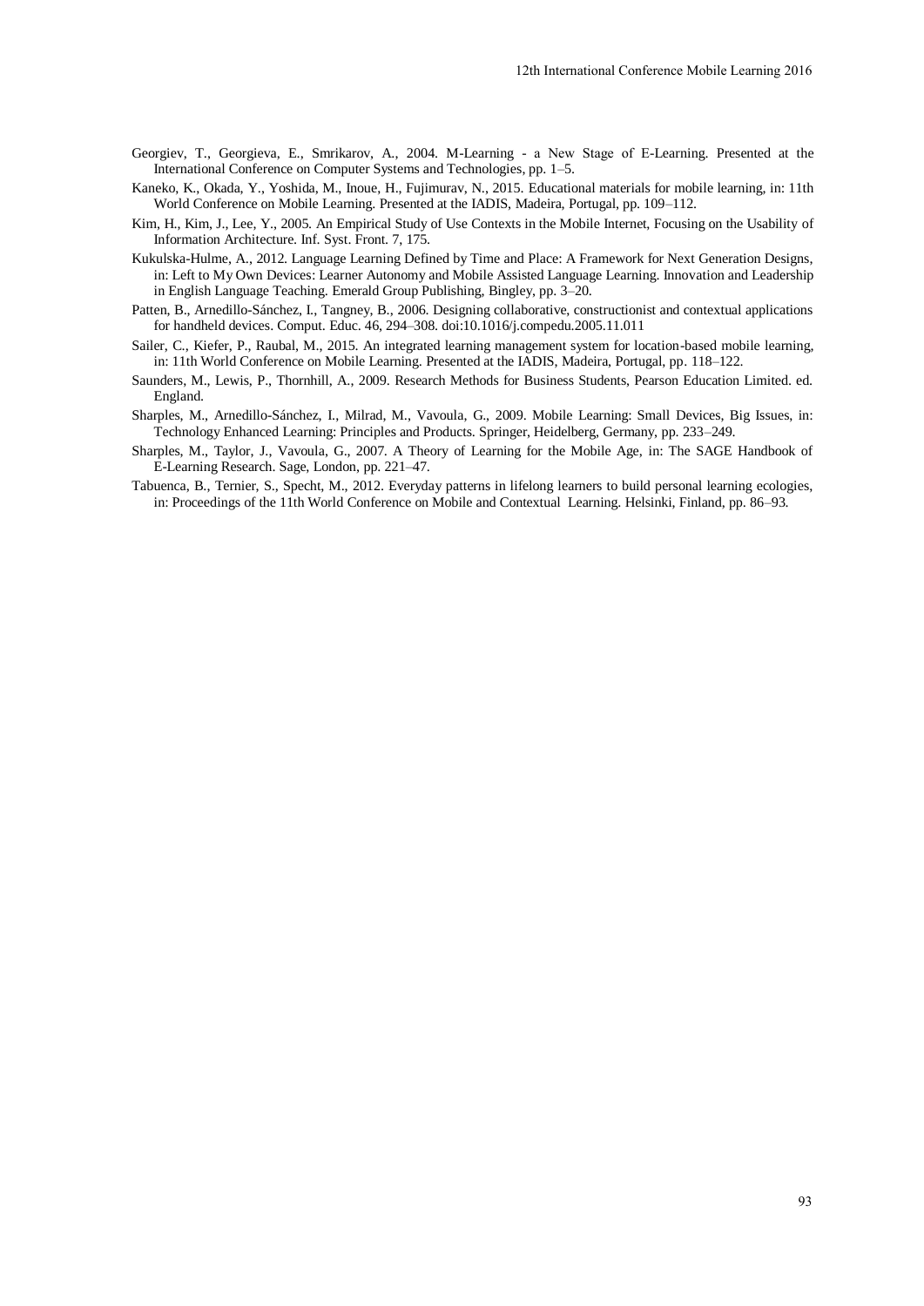Georgiev, T., Georgieva, E., Smrikarov, A., 2004. M-Learning - a New Stage of E-Learning. Presented at the International Conference on Computer Systems and Technologies, pp. 1–5.

Kaneko, K., Okada, Y., Yoshida, M., Inoue, H., Fujimurav, N., 2015. Educational materials for mobile learning, in: 11th World Conference on Mobile Learning. Presented at the IADIS, Madeira, Portugal, pp. 109–112.

Kim, H., Kim, J., Lee, Y., 2005. An Empirical Study of Use Contexts in the Mobile Internet, Focusing on the Usability of Information Architecture. Inf. Syst. Front. 7, 175.

Kukulska-Hulme, A., 2012. Language Learning Defined by Time and Place: A Framework for Next Generation Designs, in: Left to My Own Devices: Learner Autonomy and Mobile Assisted Language Learning. Innovation and Leadership in English Language Teaching. Emerald Group Publishing, Bingley, pp. 3–20.

Patten, B., Arnedillo-Sánchez, I., Tangney, B., 2006. Designing collaborative, constructionist and contextual applications for handheld devices. Comput. Educ. 46, 294–308. doi:10.1016/j.compedu.2005.11.011

Sailer, C., Kiefer, P., Raubal, M., 2015. An integrated learning management system for location-based mobile learning, in: 11th World Conference on Mobile Learning. Presented at the IADIS, Madeira, Portugal, pp. 118–122.

Saunders, M., Lewis, P., Thornhill, A., 2009. Research Methods for Business Students, Pearson Education Limited. ed. England.

Sharples, M., Arnedillo-Sánchez, I., Milrad, M., Vavoula, G., 2009. Mobile Learning: Small Devices, Big Issues, in: Technology Enhanced Learning: Principles and Products. Springer, Heidelberg, Germany, pp. 233–249.

Sharples, M., Taylor, J., Vavoula, G., 2007. A Theory of Learning for the Mobile Age, in: The SAGE Handbook of E-Learning Research. Sage, London, pp. 221–47.

Tabuenca, B., Ternier, S., Specht, M., 2012. Everyday patterns in lifelong learners to build personal learning ecologies, in: Proceedings of the 11th World Conference on Mobile and Contextual Learning. Helsinki, Finland, pp. 86–93.